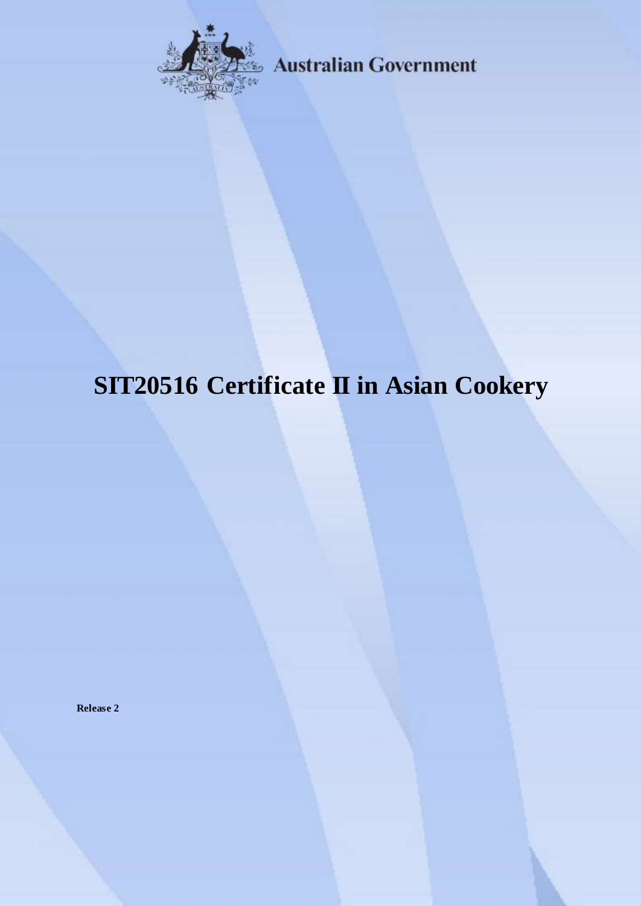Australian Government

# SIT20516 Certificate II in Asian Cookery

**Release 2**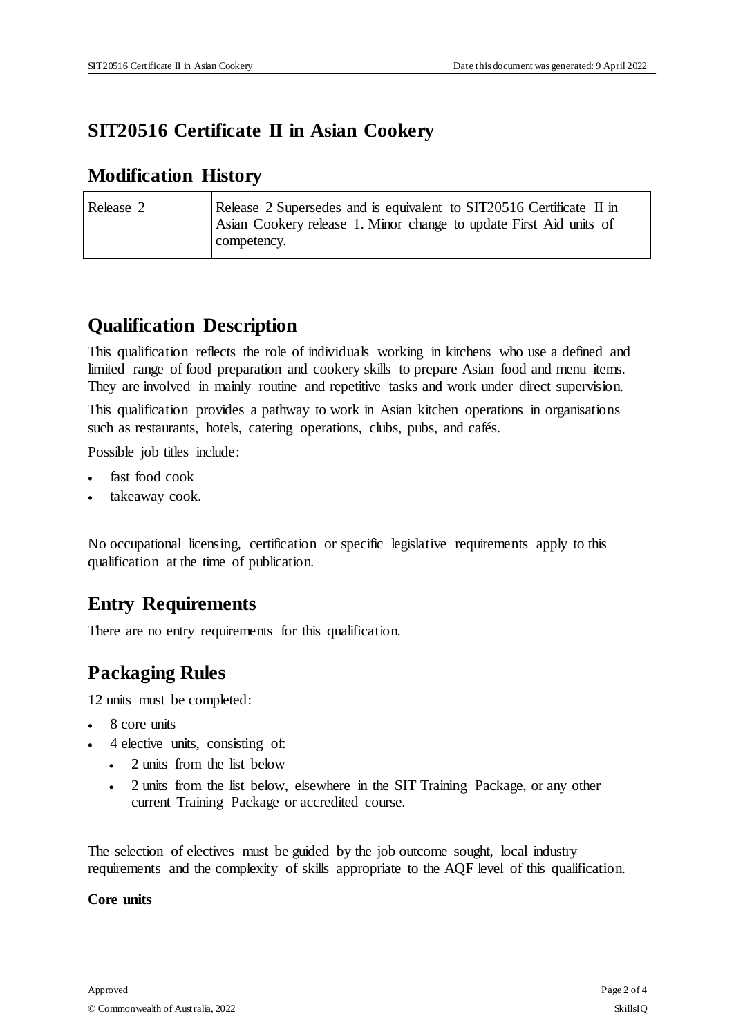# SIT20516 Certificate II in Asian Cookery

## Modification History

| Release 2 | Release 2 Supersedes and is equivalent to SIT20516 Certificate II in Asian Cookery release 1. Minor change to update First Aid units of competency. |
|---|---|

## Qualification Description

This qualification reflects the role of individuals working in kitchens who use a defined and limited range of food preparation and cookery skills to prepare Asian food and menu items. They are involved in mainly routine and repetitive tasks and work under direct supervision.

This qualification provides a pathway to work in Asian kitchen operations in organisations such as restaurants, hotels, catering operations, clubs, pubs, and cafés.

Possible job titles include:

- fast food cook
- takeaway cook.

No occupational licensing, certification or specific legislative requirements apply to this qualification at the time of publication.

## Entry Requirements

There are no entry requirements for this qualification.

## Packaging Rules

12 units must be completed:

- 8 core units
- 4 elective units, consisting of:
  - 2 units from the list below
  - 2 units from the list below, elsewhere in the SIT Training Package, or any other current Training Package or accredited course.

The selection of electives must be guided by the job outcome sought, local industry requirements and the complexity of skills appropriate to the AQF level of this qualification.

**Core units**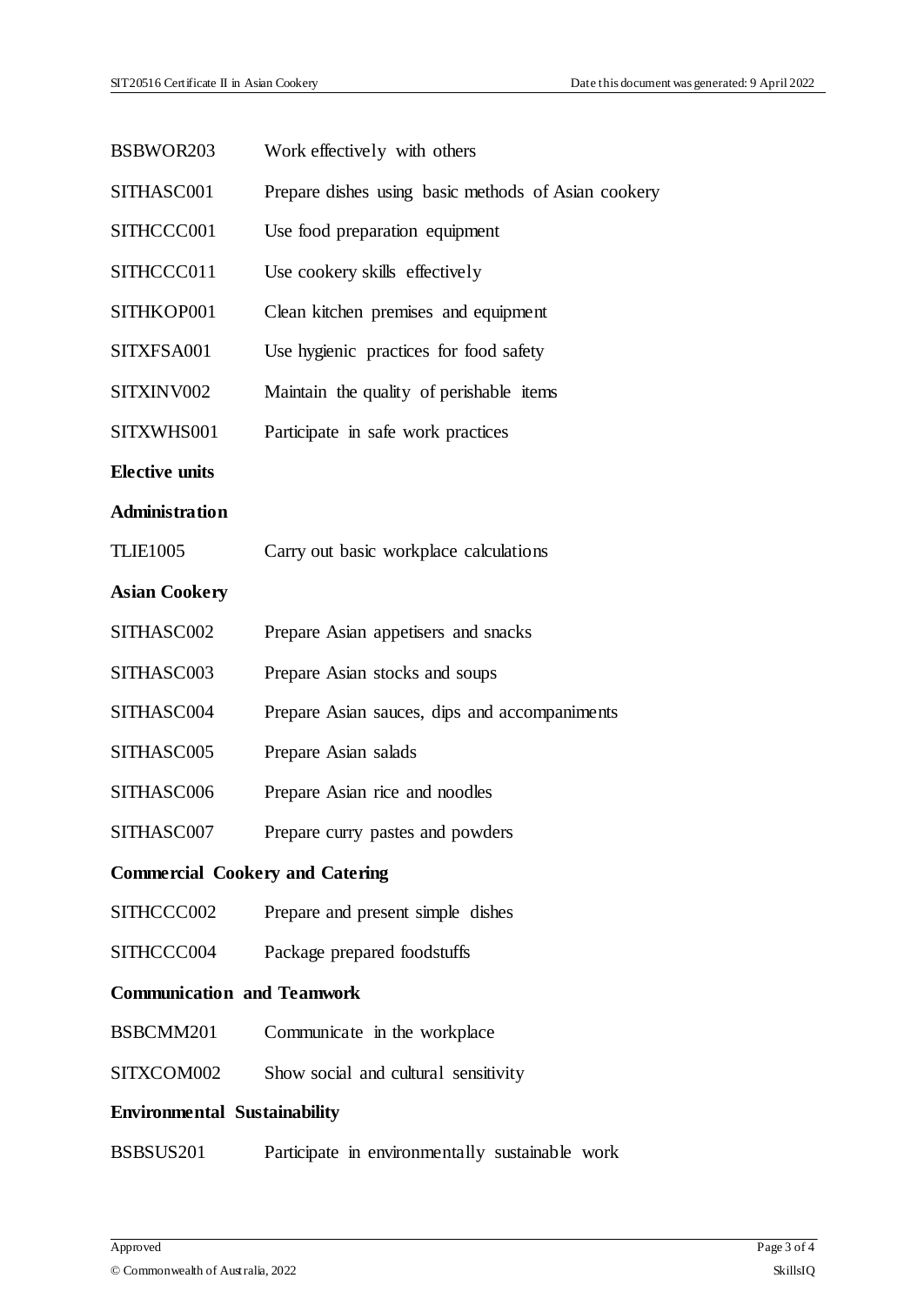BSBWOR203 Work effectively with others

SITHASC001 Prepare dishes using basic methods of Asian cookery

SITHCCC001 Use food preparation equipment

SITHCCC011 Use cookery skills effectively

SITHKOP001 Clean kitchen premises and equipment

SITXFSA001 Use hygienic practices for food safety

SITXINV002 Maintain the quality of perishable items

SITXWHS001 Participate in safe work practices

**Elective units**

**Administration**

TLIE1005 Carry out basic workplace calculations

**Asian Cookery**

SITHASC002 Prepare Asian appetisers and snacks

SITHASC003 Prepare Asian stocks and soups

SITHASC004 Prepare Asian sauces, dips and accompaniments

SITHASC005 Prepare Asian salads

SITHASC006 Prepare Asian rice and noodles

SITHASC007 Prepare curry pastes and powders

**Commercial Cookery and Catering**

SITHCCC002 Prepare and present simple dishes

SITHCCC004 Package prepared foodstuffs

**Communication and Teamwork**

BSBCMM201 Communicate in the workplace

SITXCOM002 Show social and cultural sensitivity

**Environmental Sustainability**

BSBSUS201 Participate in environmentally sustainable work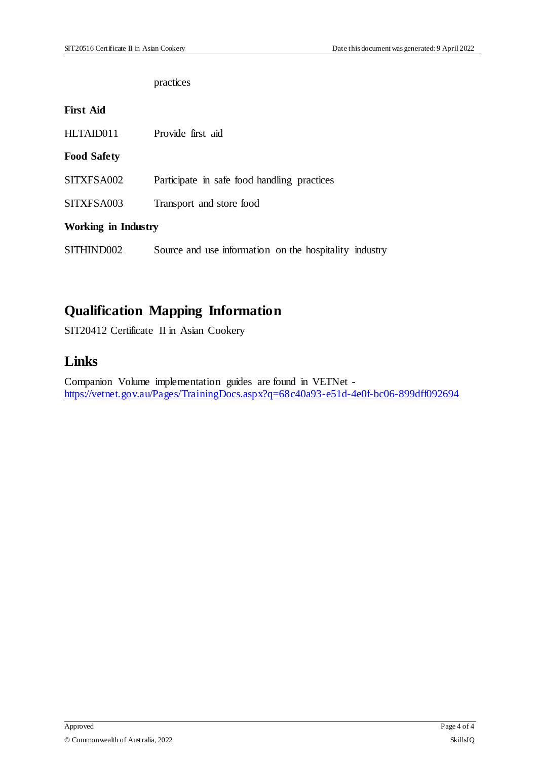practices

**First Aid**

| | |
|---|---|
| HLTAID011 | Provide first aid |

**Food Safety**

| | |
|---|---|
| SITXFSA002 | Participate in safe food handling practices |
| SITXFSA003 | Transport and store food |

**Working in Industry**

| | |
|---|---|
| SITHIND002 | Source and use information on the hospitality industry |

## Qualification Mapping Information

SIT20412 Certificate II in Asian Cookery

## Links

Companion Volume implementation guides are found in VETNet - https://vetnet.gov.au/Pages/TrainingDocs.aspx?q=68c40a93-e51d-4e0f-bc06-899dff092694